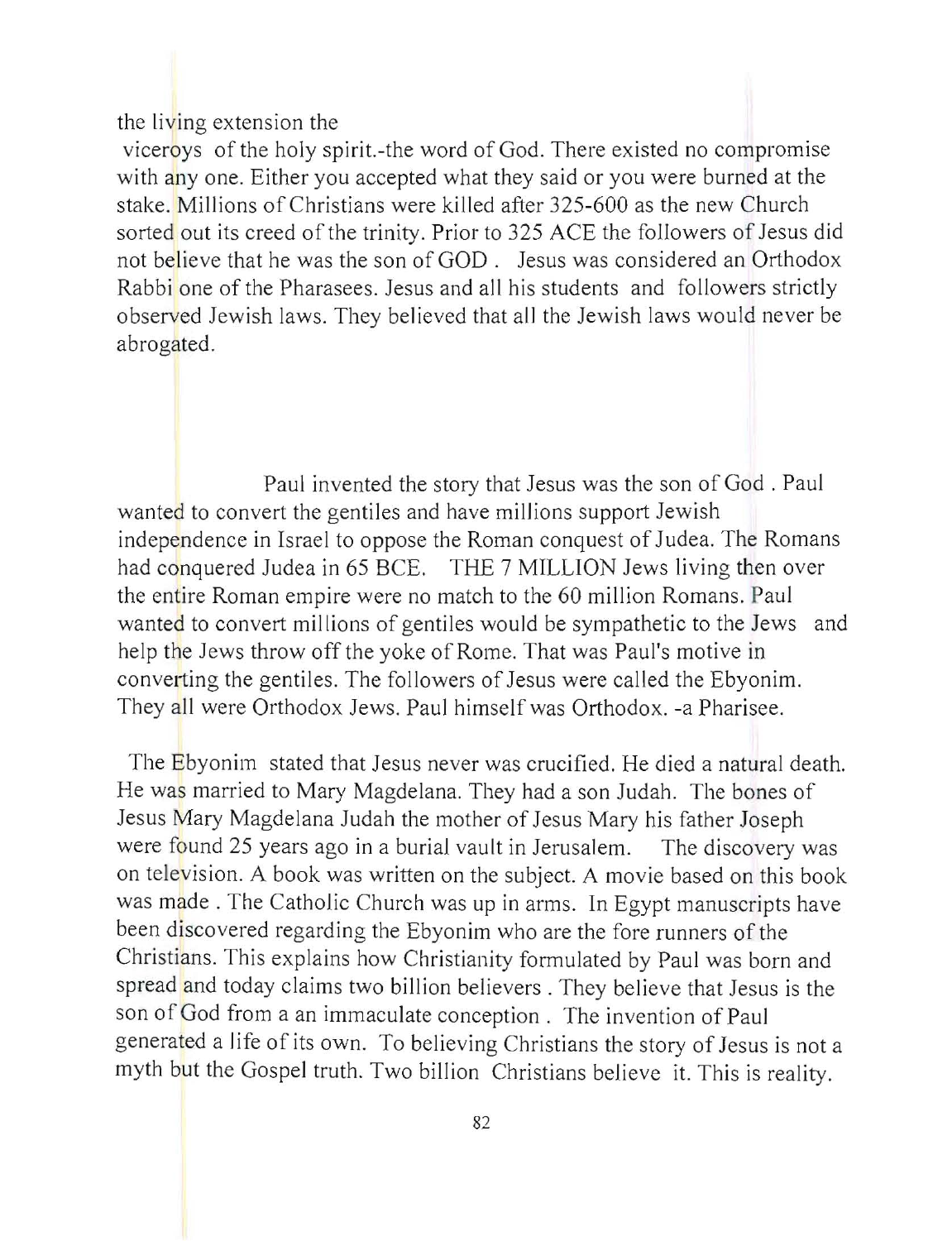the living extension the
viceroys of the holy spirit.-the word of God. There existed no compromise with any one. Either you accepted what they said or you were burned at the stake. Millions of Christians were killed after 325-600 as the new Church sorted out its creed of the trinity. Prior to 325 ACE the followers of Jesus did not believe that he was the son of GOD . Jesus was considered an Orthodox Rabbi one of the Pharasees. Jesus and all his students and followers strictly observed Jewish laws. They believed that all the Jewish laws would never be abrogated.

Paul invented the story that Jesus was the son of God . Paul wanted to convert the gentiles and have millions support Jewish independence in Israel to oppose the Roman conquest of Judea. The Romans had conquered Judea in 65 BCE. THE 7 MILLION Jews living then over the entire Roman empire were no match to the 60 million Romans. Paul wanted to convert millions of gentiles would be sympathetic to the Jews and help the Jews throw off the yoke of Rome. That was Paul's motive in converting the gentiles. The followers of Jesus were called the Ebyonim. They all were Orthodox Jews. Paul himself was Orthodox. -a Pharisee.

The Ebyonim stated that Jesus never was crucified. He died a natural death. He was married to Mary Magdelana. They had a son Judah. The bones of Jesus Mary Magdelana Judah the mother of Jesus Mary his father Joseph were found 25 years ago in a burial vault in Jerusalem. The discovery was on television. A book was written on the subject. A movie based on this book was made . The Catholic Church was up in arms. In Egypt manuscripts have been discovered regarding the Ebyonim who are the fore runners of the Christians. This explains how Christianity formulated by Paul was born and spread and today claims two billion believers . They believe that Jesus is the son of God from a an immaculate conception . The invention of Paul generated a life of its own. To believing Christians the story of Jesus is not a myth but the Gospel truth. Two billion Christians believe it. This is reality.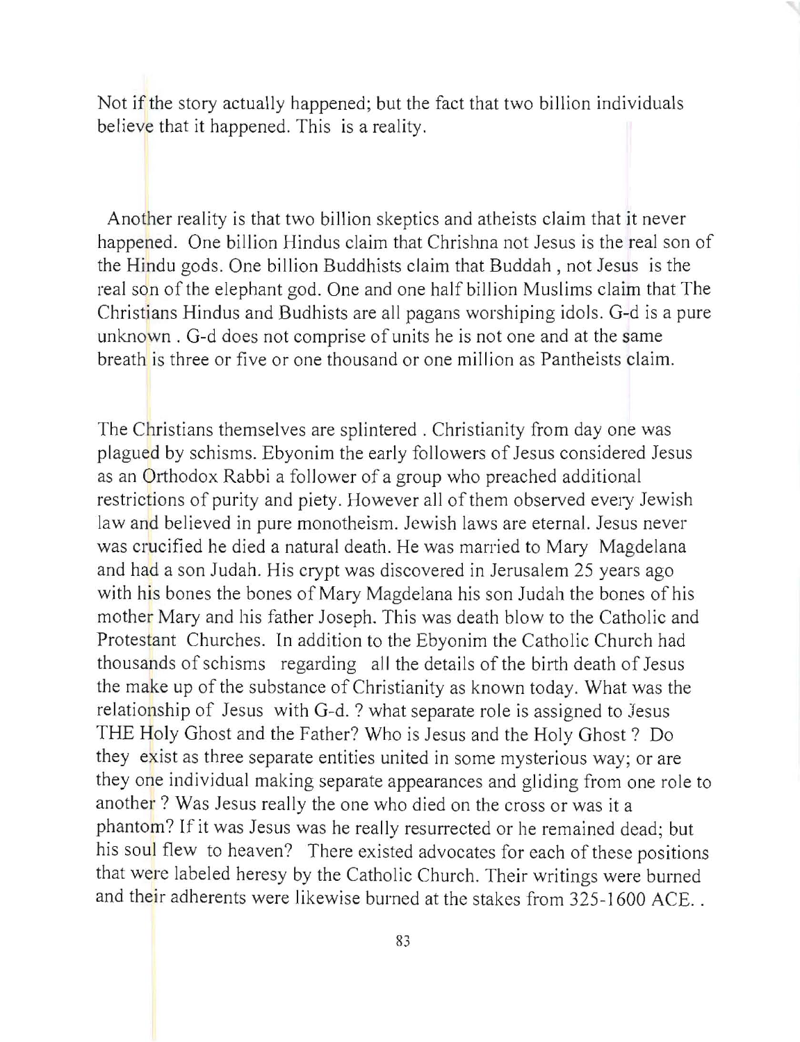Not if the story actually happened; but the fact that two billion individuals believe that it happened. This is a reality.

Another reality is that two billion skeptics and atheists claim that it never happened. One billion Hindus claim that Chrishna not Jesus is the real son of the Hindu gods. One billion Buddhists claim that Buddah , not Jesus is the real son of the elephant god. One and one half billion Muslims claim that The Christians Hindus and Budhists are all pagans worshiping idols. G-d is a pure unknown . G-d does not comprise of units he is not one and at the same breath is three or five or one thousand or one million as Pantheists claim.

The Christians themselves are splintered . Christianity from day one was plagued by schisms. Ebyonim the early followers of Jesus considered Jesus as an Orthodox Rabbi a follower of a group who preached additional restrictions of purity and piety. However all of them observed every Jewish law and believed in pure monotheism. Jewish laws are eternal. Jesus never was crucified he died a natural death. He was married to Mary Magdelana and had a son Judah. His crypt was discovered in Jerusalem 25 years ago with his bones the bones of Mary Magdelana his son Judah the bones of his mother Mary and his father Joseph. This was death blow to the Catholic and Protestant Churches. In addition to the Ebyonim the Catholic Church had thousands of schisms regarding all the details of the birth death of Jesus the make up of the substance of Christianity as known today. What was the relationship of Jesus with G-d. ? what separate role is assigned to Jesus THE Holy Ghost and the Father? Who is Jesus and the Holy Ghost ? Do they exist as three separate entities united in some mysterious way; or are they one individual making separate appearances and gliding from one role to another ? Was Jesus really the one who died on the cross or was it a phantom? If it was Jesus was he really resurrected or he remained dead; but his soul flew to heaven? There existed advocates for each of these positions that were labeled heresy by the Catholic Church. Their writings were burned and their adherents were likewise burned at the stakes from 325-1600 ACE. .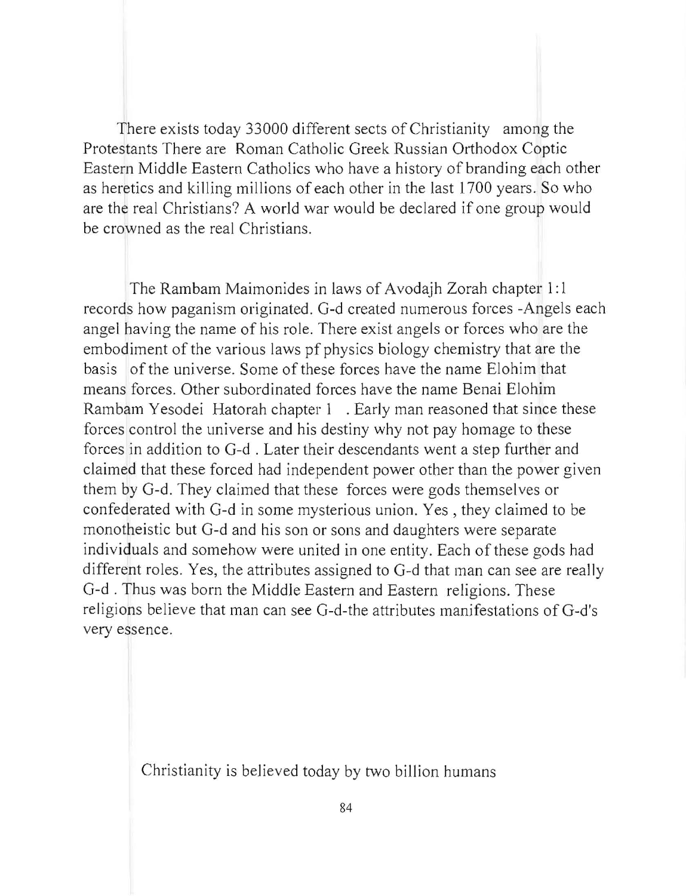There exists today 33000 different sects of Christianity among the Protestants There are Roman Catholic Greek Russian Orthodox Coptic Eastern Middle Eastern Catholics who have a history of branding each other as heretics and killing millions of each other in the last 1700 years. So who are the real Christians? A world war would be declared if one group would be crowned as the real Christians.

The Rambam Maimonides in laws of Avodajh Zorah chapter 1:1 records how paganism originated. G-d created numerous forces -Angels each angel having the name of his role. There exist angels or forces who are the embodiment of the various laws pf physics biology chemistry that are the basis of the universe. Some of these forces have the name Elohim that means forces. Other subordinated forces have the name Benai Elohim Rambam Yesodei Hatorah chapter 1 . Early man reasoned that since these forces control the universe and his destiny why not pay homage to these forces in addition to G-d . Later their descendants went a step further and claimed that these forced had independent power other than the power given them by G-d. They claimed that these forces were gods themselves or confederated with G-d in some mysterious union. Yes , they claimed to be monotheistic but G-d and his son or sons and daughters were separate individuals and somehow were united in one entity. Each of these gods had different roles. Yes, the attributes assigned to G-d that man can see are really G-d . Thus was born the Middle Eastern and Eastern religions. These religions believe that man can see G-d-the attributes manifestations of G-d's very essence.

Christianity is believed today by two billion humans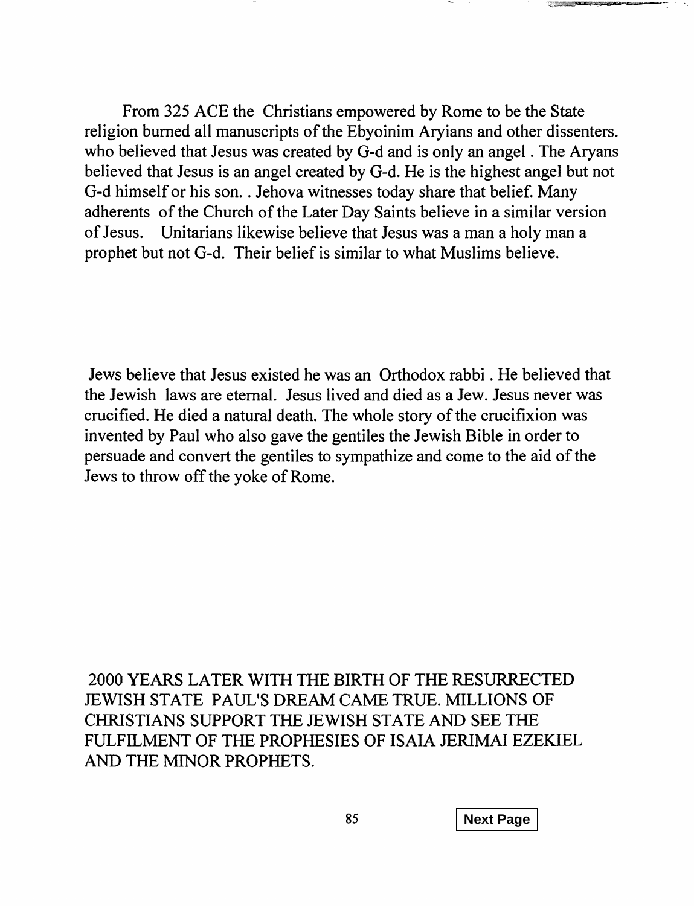From 325 ACE the Christians empowered by Rome to be the State religion burned all manuscripts of the Ebyoinim Aryians and other dissenters. who believed that Jesus was created by G-d and is only an angel . The Aryans believed that Jesus is an angel created by G-d. He is the highest angel but not G-d himself or his son. . Jehova witnesses today share that belief. Many adherents of the Church of the Later Day Saints believe in a similar version of Jesus. Unitarians likewise believe that Jesus was a man a holy man a prophet but not G-d. Their belief is similar to what Muslims believe.

Jews believe that Jesus existed he was an Orthodox rabbi . He believed that the Jewish laws are eternal. Jesus lived and died as a Jew. Jesus never was crucified. He died a natural death. The whole story of the crucifixion was invented by Paul who also gave the gentiles the Jewish Bible in order to persuade and convert the gentiles to sympathize and come to the aid of the Jews to throw off the yoke of Rome.

2000 YEARS LATER WITH THE BIRTH OF THE RESURRECTED JEWISH STATE PAUL'S DREAM CAME TRUE. MILLIONS OF CHRISTIANS SUPPORT THE JEWISH STATE AND SEE THE FULFILMENT OF THE PROPHESIES OF ISAIA JERIMAI EZEKIEL AND THE MINOR PROPHETS.

Next Page